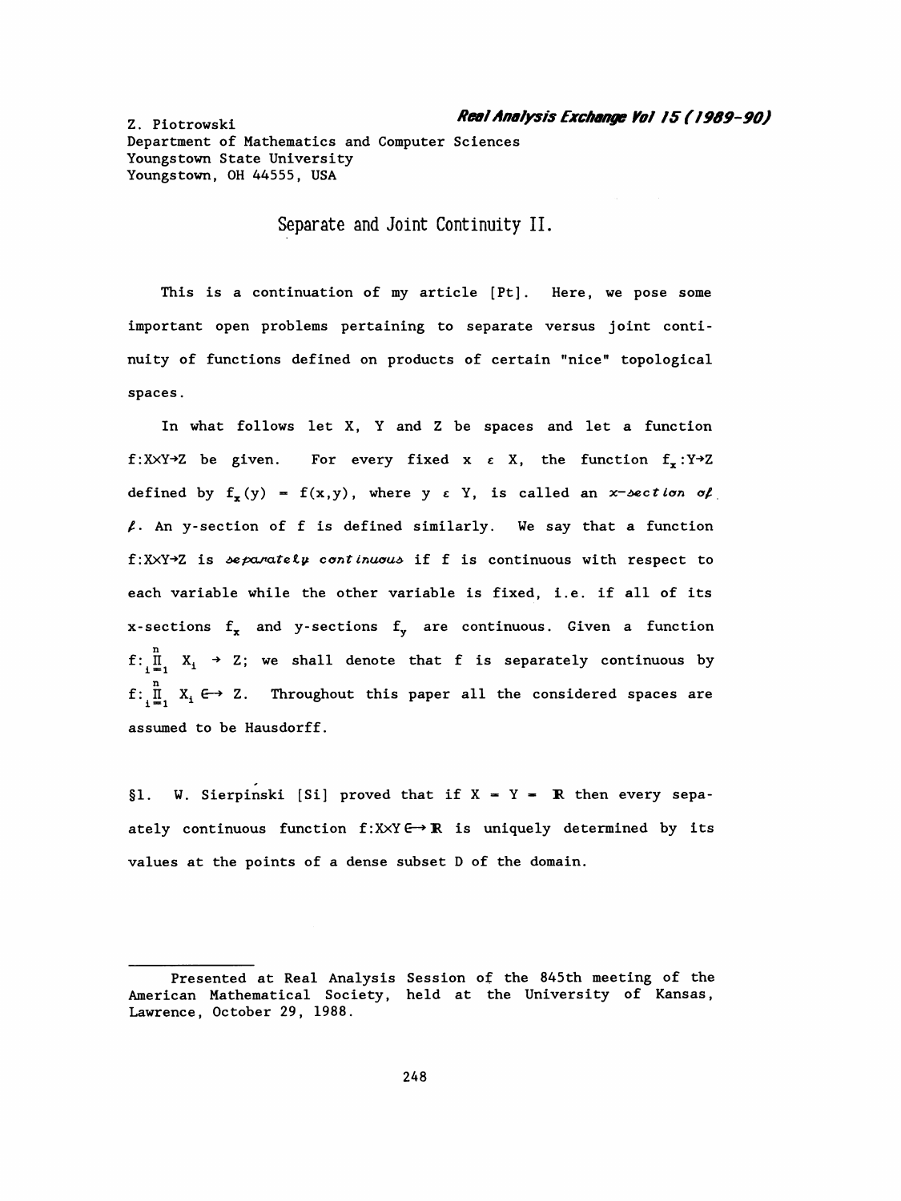Z. Piotrowski
Department of Mathematics and Computer Sciences
Youngstown State University
Youngstown, OH 44555, USA

# Separate and Joint Continuity II.

This is a continuation of my article [Pt]. Here, we pose some important open problems pertaining to separate versus joint continuity of functions defined on products of certain "nice" topological spaces.

In what follows let X, Y and Z be spaces and let a function $f:X\times Y\to Z$ be given. For every fixed $x \in X$, the function $f_x:Y\to Z$ defined by $f_x(y) = f(x,y)$, where $y \in Y$, is called an *x-section of f*. An y-section of f is defined similarly. We say that a function $f:X\times Y\to Z$ is *separately continuous* if f is continuous with respect to each variable while the other variable is fixed, i.e. if all of its x-sections $f_x$ and y-sections $f_y$ are continuous. Given a function $f:\prod_{i=1}^{n} X_i \to Z$; we shall denote that f is separately continuous by $f:\prod_{i=1}^{n} X_i \hookrightarrow Z$. Throughout this paper all the considered spaces are assumed to be Hausdorff.

§1. W. Sierpiński [Si] proved that if $X = Y = \mathbb{R}$ then every separately continuous function $f:X\times Y \hookrightarrow \mathbb{R}$ is uniquely determined by its values at the points of a dense subset D of the domain.

Presented at Real Analysis Session of the 845th meeting of the American Mathematical Society, held at the University of Kansas, Lawrence, October 29, 1988.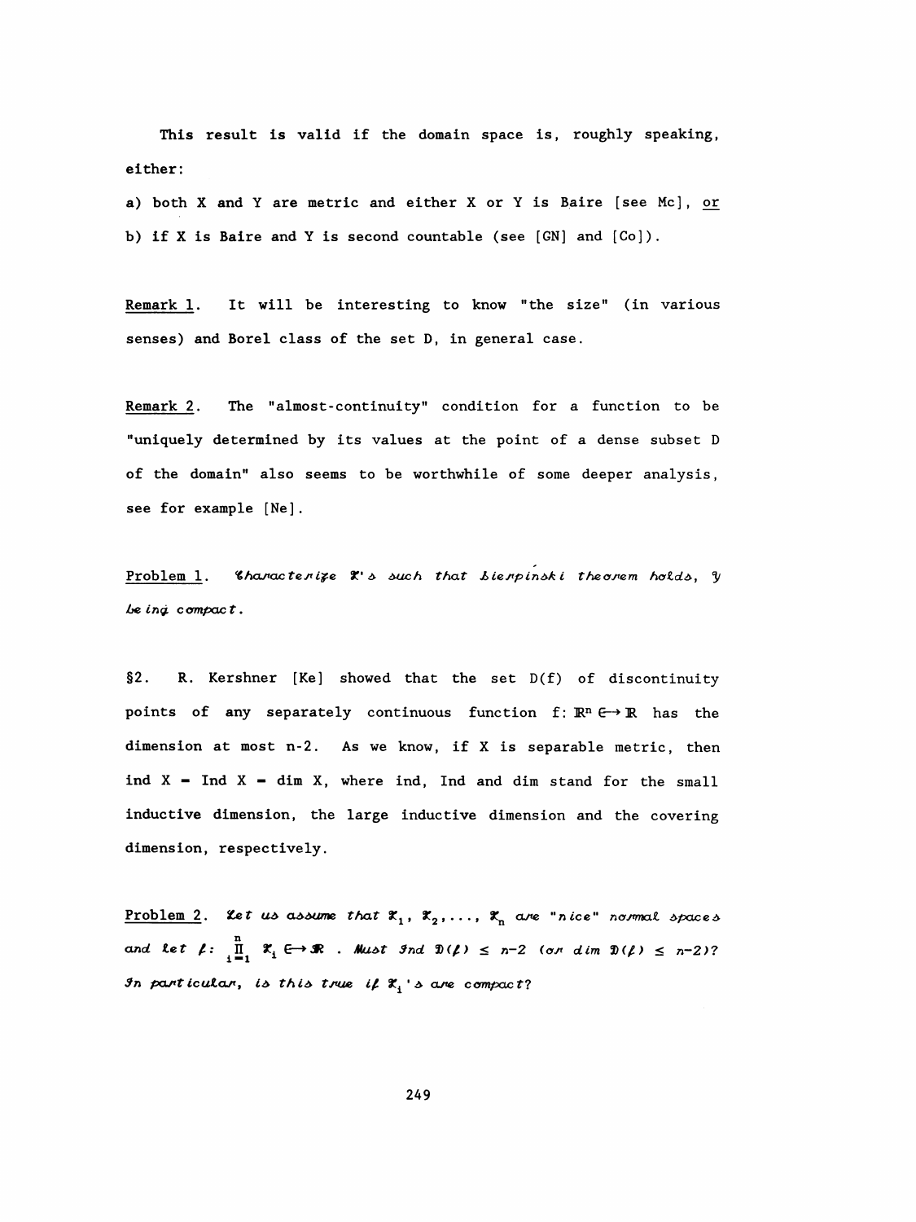This result is valid if the domain space is, roughly speaking, either:

a) both X and Y are metric and either X or Y is Baire [see Mc], or

b) if X is Baire and Y is second countable (see [GN] and [Co]).

Remark 1. It will be interesting to know "the size" (in various senses) and Borel class of the set D, in general case.

Remark 2. The "almost-continuity" condition for a function to be "uniquely determined by its values at the point of a dense subset D of the domain" also seems to be worthwhile of some deeper analysis, see for example [Ne].

Problem 1. *Characterize $\mathcal{X}$'s such that Sierpiński theorem holds, $\mathcal{Y}$ being compact.*

§2. R. Kershner [Ke] showed that the set D(f) of discontinuity points of any separately continuous function $f: \mathbb{R}^n \hookrightarrow \mathbb{R}$ has the dimension at most n-2. As we know, if X is separable metric, then ind X = Ind X = dim X, where ind, Ind and dim stand for the small inductive dimension, the large inductive dimension and the covering dimension, respectively.

Problem 2. *Let us assume that $\mathcal{X}_1, \mathcal{X}_2, \ldots, \mathcal{X}_n$ are "nice" normal spaces and let $f: \prod_{i=1}^{n} \mathcal{X}_i \hookrightarrow \mathbb{R}$ . Must Ind $\mathcal{D}(f) \leq n-2$ (or dim $\mathcal{D}(f) \leq n-2$)? In particular, is this true if $\mathcal{X}_i$'s are compact?*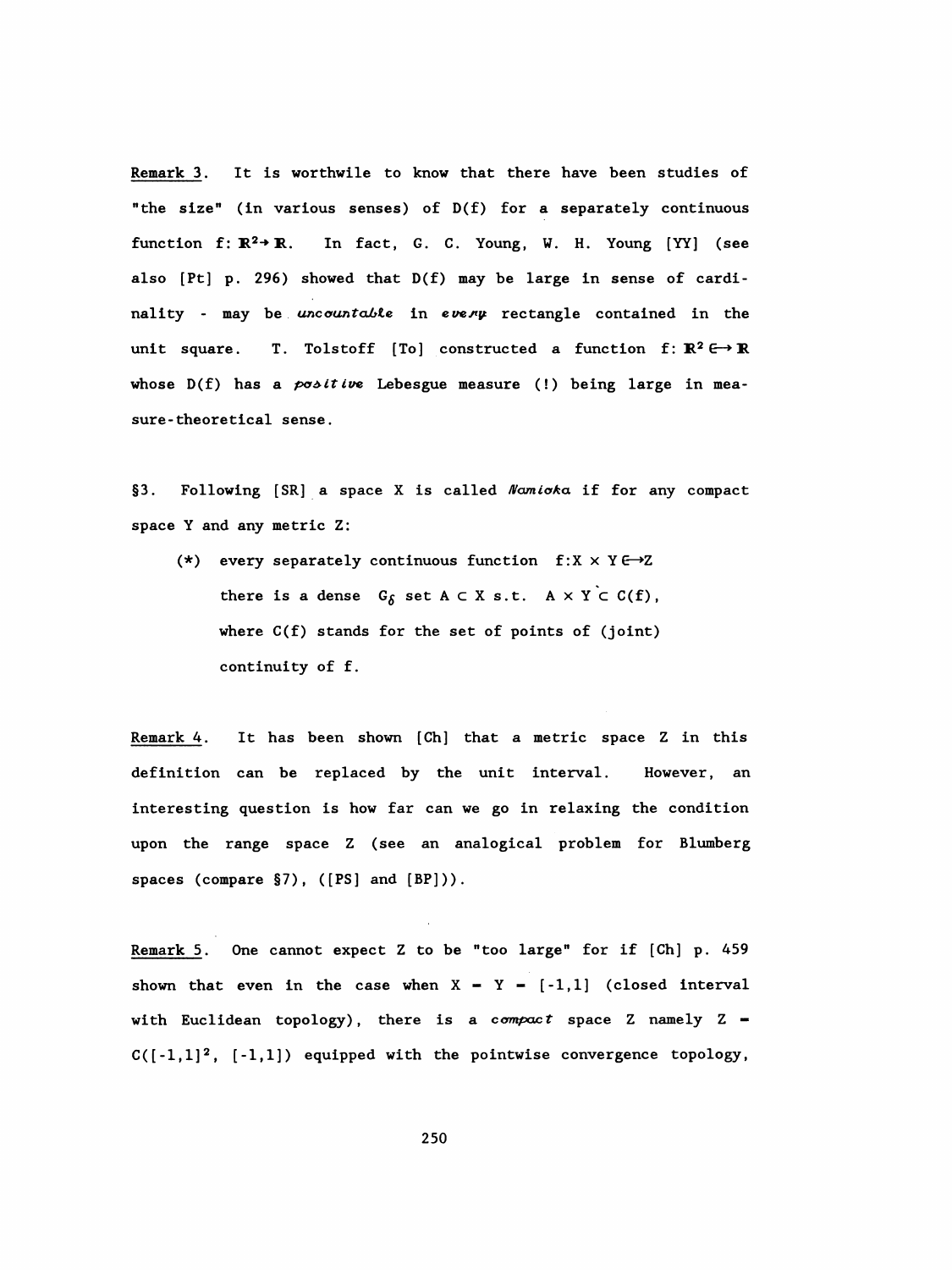<u>Remark 3</u>. It is worthwile to know that there have been studies of "the size" (in various senses) of $D(f)$ for a separately continuous function $f: \mathbb{R}^2 \to \mathbb{R}$. In fact, G. C. Young, W. H. Young [YY] (see also [Pt] p. 296) showed that $D(f)$ may be large in sense of cardinality - may be *uncountable* in *every* rectangle contained in the unit square. T. Tolstoff [To] constructed a function $f: \mathbb{R}^2 \hookrightarrow \mathbb{R}$ whose $D(f)$ has a *positive* Lebesgue measure (!) being large in measure-theoretical sense.

§3. Following [SR] a space X is called *Namioka* if for any compact space Y and any metric Z:

(*) every separately continuous function $f: X \times Y \hookrightarrow Z$ there is a dense $G_\delta$ set $A \subset X$ s.t. $A \times Y \subset C(f)$, where $C(f)$ stands for the set of points of (joint) continuity of f.

<u>Remark 4</u>. It has been shown [Ch] that a metric space Z in this definition can be replaced by the unit interval. However, an interesting question is how far can we go in relaxing the condition upon the range space Z (see an analogical problem for Blumberg spaces (compare §7), ([PS] and [BP])).

<u>Remark 5</u>. One cannot expect Z to be "too large" for if [Ch] p. 459 shown that even in the case when $X = Y = [-1,1]$ (closed interval with Euclidean topology), there is a *compact* space Z namely $Z = C([-1,1]^2, [-1,1])$ equipped with the pointwise convergence topology,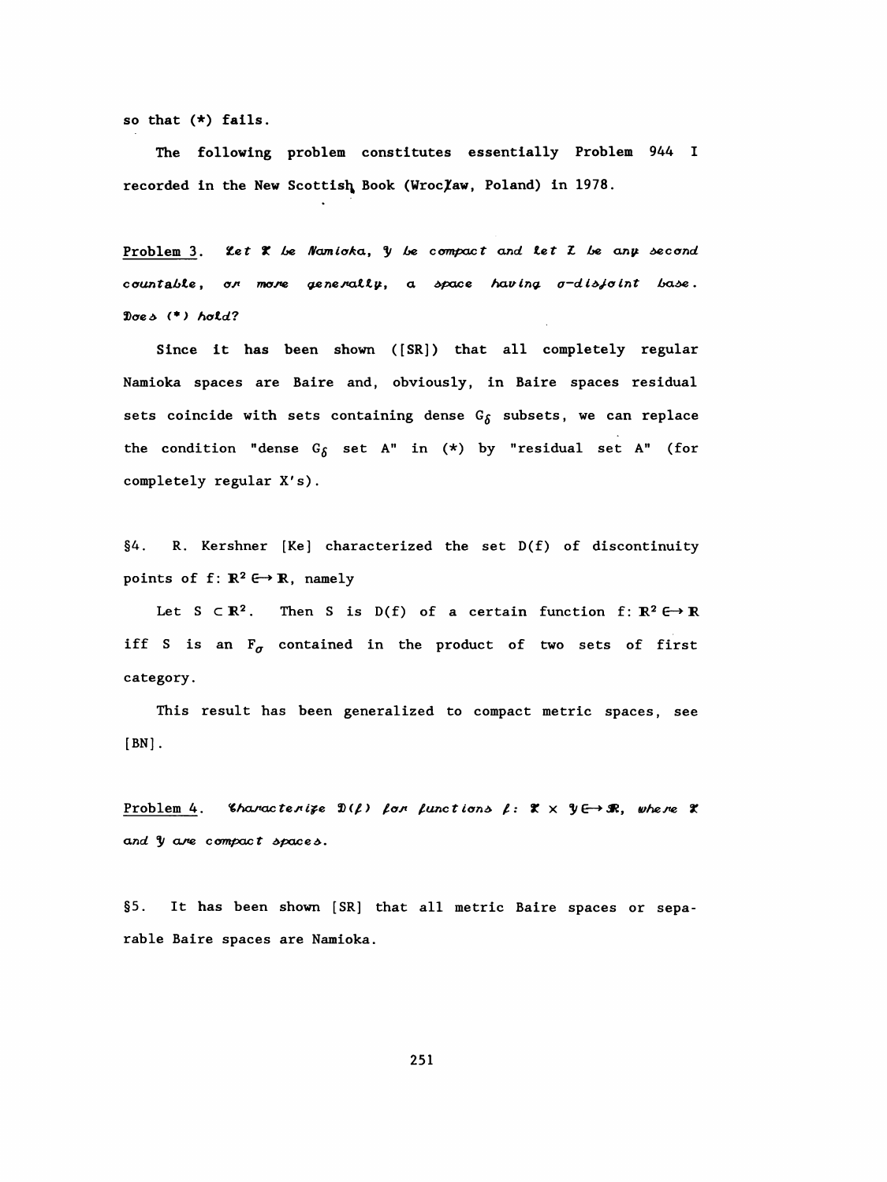so that (*) fails.

The following problem constitutes essentially Problem 944 I recorded in the New Scottish Book (Wrocław, Poland) in 1978.

Problem 3. *Let $X$ be Namioka, $Y$ be compact and let $Z$ be any second countable, or more generally, a space having $\sigma$-disjoint base. Does (*) hold?*

Since it has been shown ([SR]) that all completely regular Namioka spaces are Baire and, obviously, in Baire spaces residual sets coincide with sets containing dense $G_\delta$ subsets, we can replace the condition "dense $G_\delta$ set A" in (*) by "residual set A" (for completely regular X's).

§4. R. Kershner [Ke] characterized the set D(f) of discontinuity points of f: $\mathbb{R}^2 \hookrightarrow \mathbb{R}$, namely

Let $S \subset \mathbb{R}^2$. Then S is D(f) of a certain function f: $\mathbb{R}^2 \hookrightarrow \mathbb{R}$ iff S is an $F_\sigma$ contained in the product of two sets of first category.

This result has been generalized to compact metric spaces, see [BN].

Problem 4. *Characterize $D(f)$ for functions $f: X \times Y \hookrightarrow \mathbb{R}$, where $X$ and $Y$ are compact spaces.*

§5. It has been shown [SR] that all metric Baire spaces or separable Baire spaces are Namioka.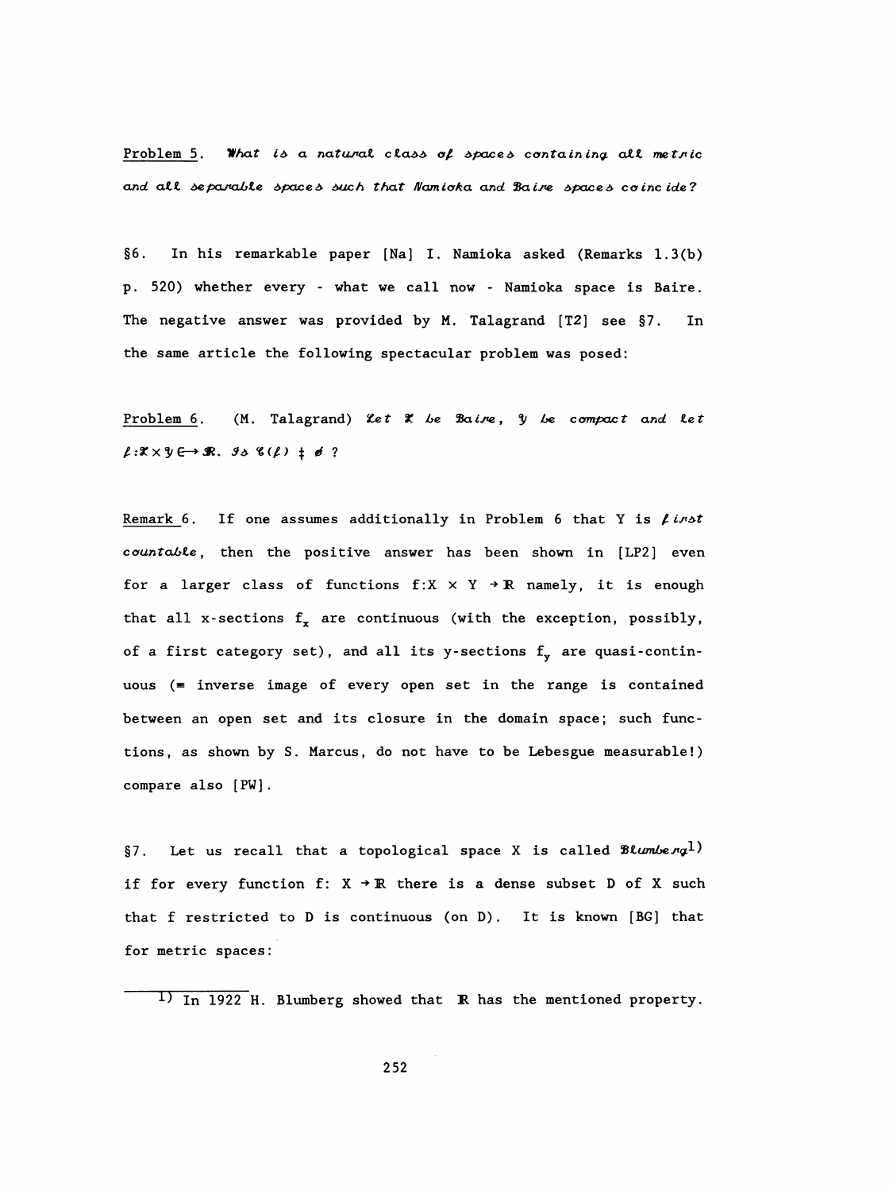Problem 5. *What is a natural class of spaces containing all metric and all separable spaces such that Namioka and Baire spaces coincide?*

§6. In his remarkable paper [Na] I. Namioka asked (Remarks 1.3(b) p. 520) whether every - what we call now - Namioka space is Baire. The negative answer was provided by M. Talagrand [T2] see §7. In the same article the following spectacular problem was posed:

Problem 6. (M. Talagrand) *Let $\mathcal{X}$ be Baire, $\mathcal{Y}$ be compact and let $f:\mathcal{X}\times\mathcal{Y} \hookrightarrow \mathbb{R}$. Is $\mathcal{C}(f) \neq \emptyset$ ?*

Remark 6. If one assumes additionally in Problem 6 that Y is *first countable*, then the positive answer has been shown in [LP2] even for a larger class of functions $f:X \times Y \to \mathbb{R}$ namely, it is enough that all x-sections $f_x$ are continuous (with the exception, possibly, of a first category set), and all its y-sections $f_y$ are quasi-continuous (= inverse image of every open set in the range is contained between an open set and its closure in the domain space; such functions, as shown by S. Marcus, do not have to be Lebesgue measurable!) compare also [PW].

§7. Let us recall that a topological space X is called *Blumberg*[1] if for every function $f: X \to \mathbb{R}$ there is a dense subset D of X such that f restricted to D is continuous (on D). It is known [BG] that for metric spaces:

[1] In 1922 H. Blumberg showed that $\mathbb{R}$ has the mentioned property.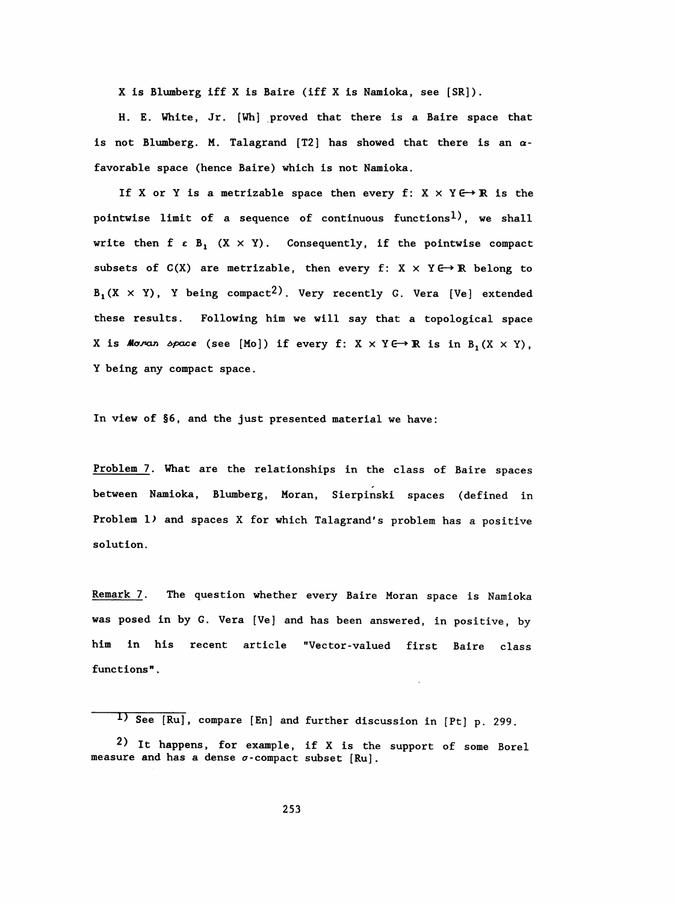X is Blumberg iff X is Baire (iff X is Namioka, see [SR]).

H. E. White, Jr. [Wh] proved that there is a Baire space that is not Blumberg. M. Talagrand [T2] has showed that there is an $\alpha$-favorable space (hence Baire) which is not Namioka.

If X or Y is a metrizable space then every $f\colon X \times Y \hookrightarrow \mathbb{R}$ is the pointwise limit of a sequence of continuous functions[1], we shall write then $f \in B_1(X \times Y)$. Consequently, if the pointwise compact subsets of $C(X)$ are metrizable, then every $f\colon X \times Y \hookrightarrow \mathbb{R}$ belong to $B_1(X \times Y)$, Y being compact[2]. Very recently G. Vera [Ve] extended these results. Following him we will say that a topological space X is *Moran space* (see [Mo]) if every $f\colon X \times Y \hookrightarrow \mathbb{R}$ is in $B_1(X \times Y)$, Y being any compact space.

In view of §6, and the just presented material we have:

<u>Problem 7</u>. What are the relationships in the class of Baire spaces between Namioka, Blumberg, Moran, Sierpiński spaces (defined in Problem 1) and spaces X for which Talagrand's problem has a positive solution.

<u>Remark 7</u>. The question whether every Baire Moran space is Namioka was posed in by G. Vera [Ve] and has been answered, in positive, by him in his recent article "Vector-valued first Baire class functions".

---

[1] See [Ru], compare [En] and further discussion in [Pt] p. 299.

[2] It happens, for example, if X is the support of some Borel measure and has a dense $\sigma$-compact subset [Ru].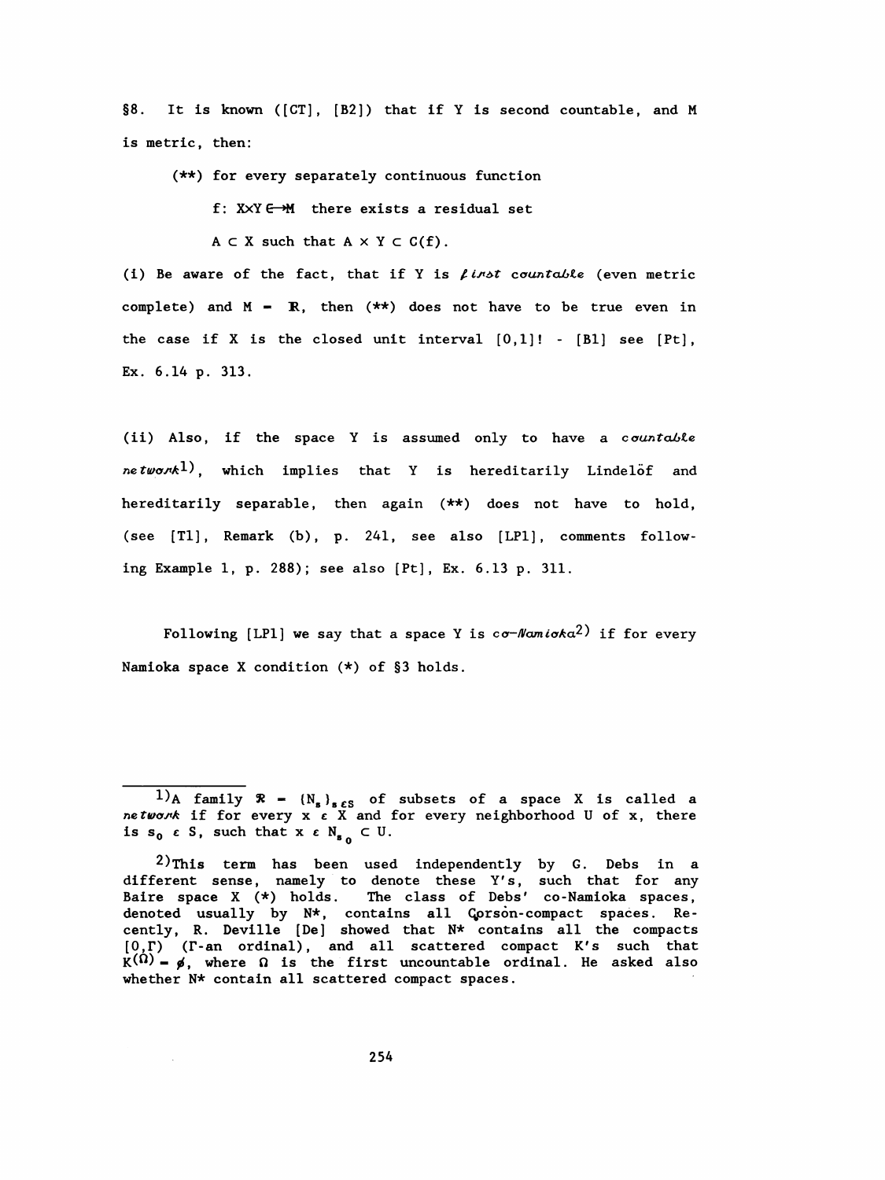§8. It is known ([CT], [B2]) that if Y is second countable, and M is metric, then:

(**) for every separately continuous function

$f: X \times Y \hookrightarrow M$ there exists a residual set

$A \subset X$ such that $A \times Y \subset C(f)$.

(i) Be aware of the fact, that if Y is *first countable* (even metric complete) and $M = \mathbb{R}$, then (**) does not have to be true even in the case if X is the closed unit interval [0,1]! - [B1] see [Pt], Ex. 6.14 p. 313.

(ii) Also, if the space Y is assumed only to have a *countable network*[1]), which implies that Y is hereditarily Lindelöf and hereditarily separable, then again (**) does not have to hold, (see [T1], Remark (b), p. 241, see also [LP1], comments following Example 1, p. 288); see also [Pt], Ex. 6.13 p. 311.

Following [LP1] we say that a space Y is *co-Namioka*[2]) if for every Namioka space X condition (*) of §3 holds.

---

[1]) A family $\mathcal{R} = \{N_s\}_{s \in S}$ of subsets of a space X is called a *network* if for every $x \in X$ and for every neighborhood U of x, there is $s_0 \in S$, such that $x \in N_{s_0} \subset U$.

[2]) This term has been used independently by G. Debs in a different sense, namely to denote these Y's, such that for any Baire space X (*) holds. The class of Debs' co-Namioka spaces, denoted usually by N*, contains all Corsón-compact spaces. Recently, R. Deville [De] showed that N* contains all the compacts $[0,\Gamma)$ ($\Gamma$-an ordinal), and all scattered compact K's such that $K^{(\Omega)} = \emptyset$, where $\Omega$ is the first uncountable ordinal. He asked also whether N* contain all scattered compact spaces.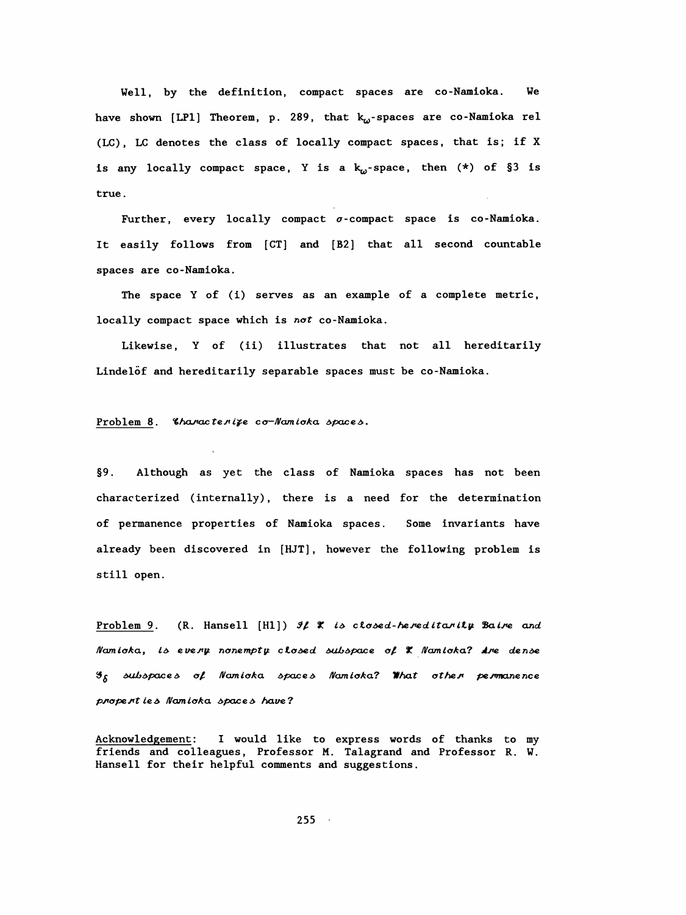Well, by the definition, compact spaces are co-Namioka. We have shown [LP1] Theorem, p. 289, that $k_\omega$-spaces are co-Namioka rel (LC), LC denotes the class of locally compact spaces, that is; if X is any locally compact space, Y is a $k_\omega$-space, then (*) of §3 is true.

Further, every locally compact $\sigma$-compact space is co-Namioka. It easily follows from [CT] and [B2] that all second countable spaces are co-Namioka.

The space Y of (i) serves as an example of a complete metric, locally compact space which is *not* co-Namioka.

Likewise, Y of (ii) illustrates that not all hereditarily Lindelöf and hereditarily separable spaces must be co-Namioka.

Problem 8. *Characterize co-Namioka spaces.*

§9. Although as yet the class of Namioka spaces has not been characterized (internally), there is a need for the determination of permanence properties of Namioka spaces. Some invariants have already been discovered in [HJT], however the following problem is still open.

Problem 9. (R. Hansell [H1]) *If $\mathfrak{X}$ is closed-hereditarily Baire and Namioka, is every nonempty closed subspace of $\mathfrak{X}$ Namioka? Are dense $\mathcal{G}_\delta$ subspaces of Namioka spaces Namioka? What other permanence properties Namioka spaces have?*

Acknowledgement: I would like to express words of thanks to my friends and colleagues, Professor M. Talagrand and Professor R. W. Hansell for their helpful comments and suggestions.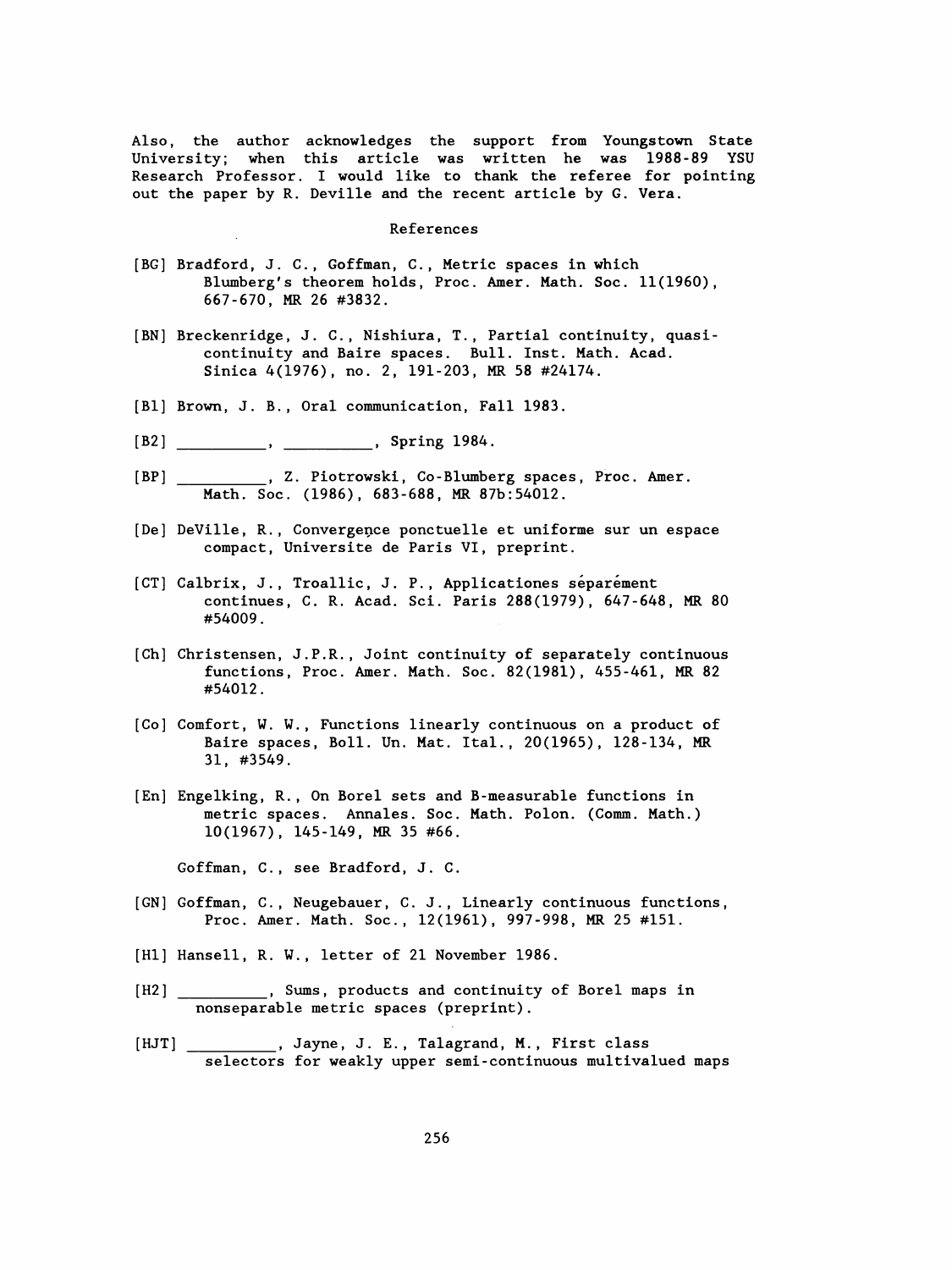Also, the author acknowledges the support from Youngstown State University; when this article was written he was 1988-89 YSU Research Professor. I would like to thank the referee for pointing out the paper by R. Deville and the recent article by G. Vera.

## References

[BG] Bradford, J. C., Goffman, C., Metric spaces in which Blumberg's theorem holds, Proc. Amer. Math. Soc. 11(1960), 667-670, MR 26 #3832.

[BN] Breckenridge, J. C., Nishiura, T., Partial continuity, quasi-continuity and Baire spaces. Bull. Inst. Math. Acad. Sinica 4(1976), no. 2, 191-203, MR 58 #24174.

[B1] Brown, J. B., Oral communication, Fall 1983.

[B2] __________, __________, Spring 1984.

[BP] __________, Z. Piotrowski, Co-Blumberg spaces, Proc. Amer. Math. Soc. (1986), 683-688, MR 87b:54012.

[De] DeVille, R., Convergence ponctuelle et uniforme sur un espace compact, Universite de Paris VI, preprint.

[CT] Calbrix, J., Troallic, J. P., Applicationes séparément continues, C. R. Acad. Sci. Paris 288(1979), 647-648, MR 80 #54009.

[Ch] Christensen, J.P.R., Joint continuity of separately continuous functions, Proc. Amer. Math. Soc. 82(1981), 455-461, MR 82 #54012.

[Co] Comfort, W. W., Functions linearly continuous on a product of Baire spaces, Boll. Un. Mat. Ital., 20(1965), 128-134, MR 31, #3549.

[En] Engelking, R., On Borel sets and B-measurable functions in metric spaces. Annales. Soc. Math. Polon. (Comm. Math.) 10(1967), 145-149, MR 35 #66.

Goffman, C., see Bradford, J. C.

[GN] Goffman, C., Neugebauer, C. J., Linearly continuous functions, Proc. Amer. Math. Soc., 12(1961), 997-998, MR 25 #151.

[H1] Hansell, R. W., letter of 21 November 1986.

[H2] __________, Sums, products and continuity of Borel maps in nonseparable metric spaces (preprint).

[HJT] __________, Jayne, J. E., Talagrand, M., First class selectors for weakly upper semi-continuous multivalued maps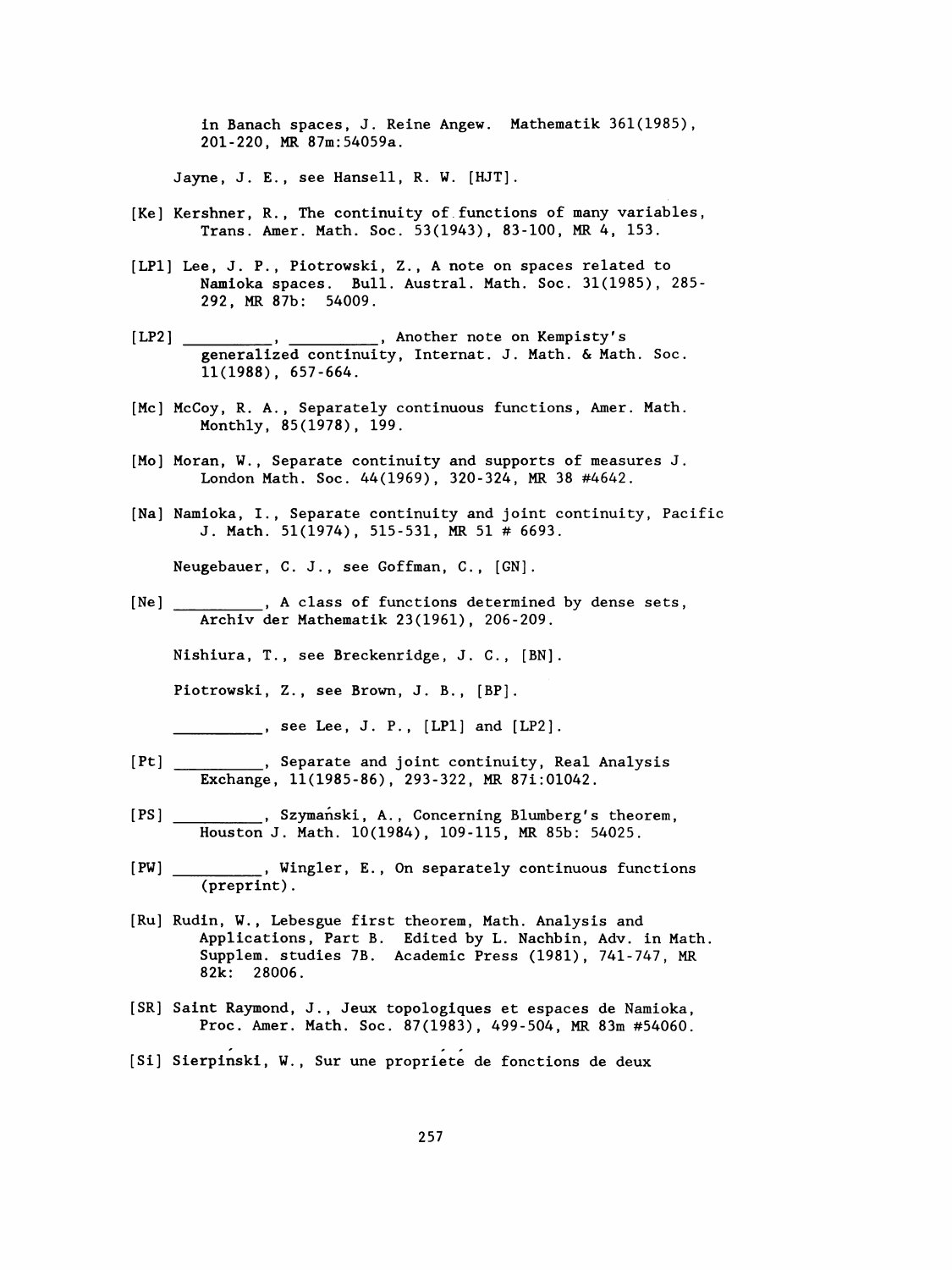in Banach spaces, J. Reine Angew. Mathematik 361(1985), 201-220, MR 87m:54059a.

Jayne, J. E., see Hansell, R. W. [HJT].

[Ke] Kershner, R., The continuity of functions of many variables, Trans. Amer. Math. Soc. 53(1943), 83-100, MR 4, 153.

[LP1] Lee, J. P., Piotrowski, Z., A note on spaces related to Namioka spaces. Bull. Austral. Math. Soc. 31(1985), 285-292, MR 87b: 54009.

[LP2] __________, __________, Another note on Kempisty's generalized continuity, Internat. J. Math. & Math. Soc. 11(1988), 657-664.

[Mc] McCoy, R. A., Separately continuous functions, Amer. Math. Monthly, 85(1978), 199.

[Mo] Moran, W., Separate continuity and supports of measures J. London Math. Soc. 44(1969), 320-324, MR 38 #4642.

[Na] Namioka, I., Separate continuity and joint continuity, Pacific J. Math. 51(1974), 515-531, MR 51 # 6693.

Neugebauer, C. J., see Goffman, C., [GN].

[Ne] __________, A class of functions determined by dense sets, Archiv der Mathematik 23(1961), 206-209.

Nishiura, T., see Breckenridge, J. C., [BN].

Piotrowski, Z., see Brown, J. B., [BP].

__________, see Lee, J. P., [LP1] and [LP2].

[Pt] __________, Separate and joint continuity, Real Analysis Exchange, 11(1985-86), 293-322, MR 87i:01042.

[PS] __________, Szymański, A., Concerning Blumberg's theorem, Houston J. Math. 10(1984), 109-115, MR 85b: 54025.

[PW] __________, Wingler, E., On separately continuous functions (preprint).

[Ru] Rudin, W., Lebesgue first theorem, Math. Analysis and Applications, Part B. Edited by L. Nachbin, Adv. in Math. Supplem. studies 7B. Academic Press (1981), 741-747, MR 82k: 28006.

[SR] Saint Raymond, J., Jeux topologiques et espaces de Namioka, Proc. Amer. Math. Soc. 87(1983), 499-504, MR 83m #54060.

[Si] Sierpiński, W., Sur une propriété de fonctions de deux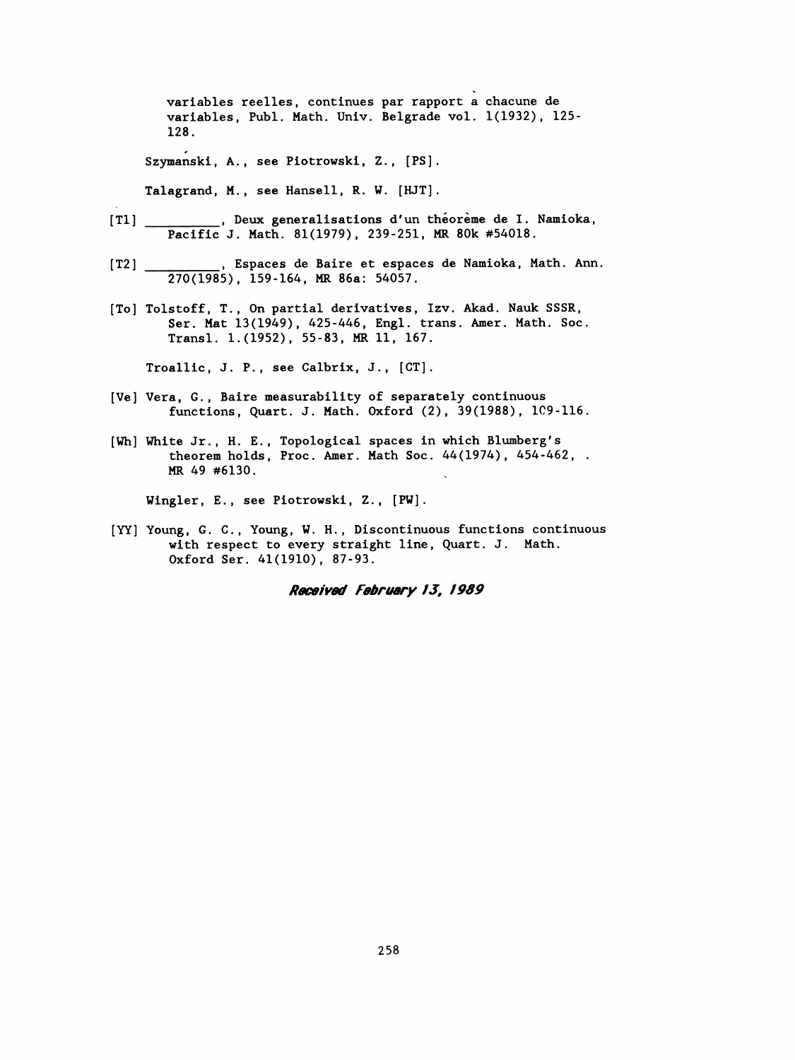variables reelles, continues par rapport à chacune de variables, Publ. Math. Univ. Belgrade vol. 1(1932), 125-128.

Szymański, A., see Piotrowski, Z., [PS].

Talagrand, M., see Hansell, R. W. [HJT].

[T1] __________, Deux generalisations d'un théorème de I. Namioka, Pacific J. Math. 81(1979), 239-251, MR 80k #54018.

[T2] __________, Espaces de Baire et espaces de Namioka, Math. Ann. 270(1985), 159-164, MR 86a: 54057.

[To] Tolstoff, T., On partial derivatives, Izv. Akad. Nauk SSSR, Ser. Mat 13(1949), 425-446, Engl. trans. Amer. Math. Soc. Transl. 1.(1952), 55-83, MR 11, 167.

Troallic, J. P., see Calbrix, J., [CT].

[Ve] Vera, G., Baire measurability of separately continuous functions, Quart. J. Math. Oxford (2), 39(1988), 109-116.

[Wh] White Jr., H. E., Topological spaces in which Blumberg's theorem holds, Proc. Amer. Math Soc. 44(1974), 454-462, . MR 49 #6130.

Wingler, E., see Piotrowski, Z., [PW].

[YY] Young, G. C., Young, W. H., Discontinuous functions continuous with respect to every straight line, Quart. J. Math. Oxford Ser. 41(1910), 87-93.

***Received February 13, 1989***